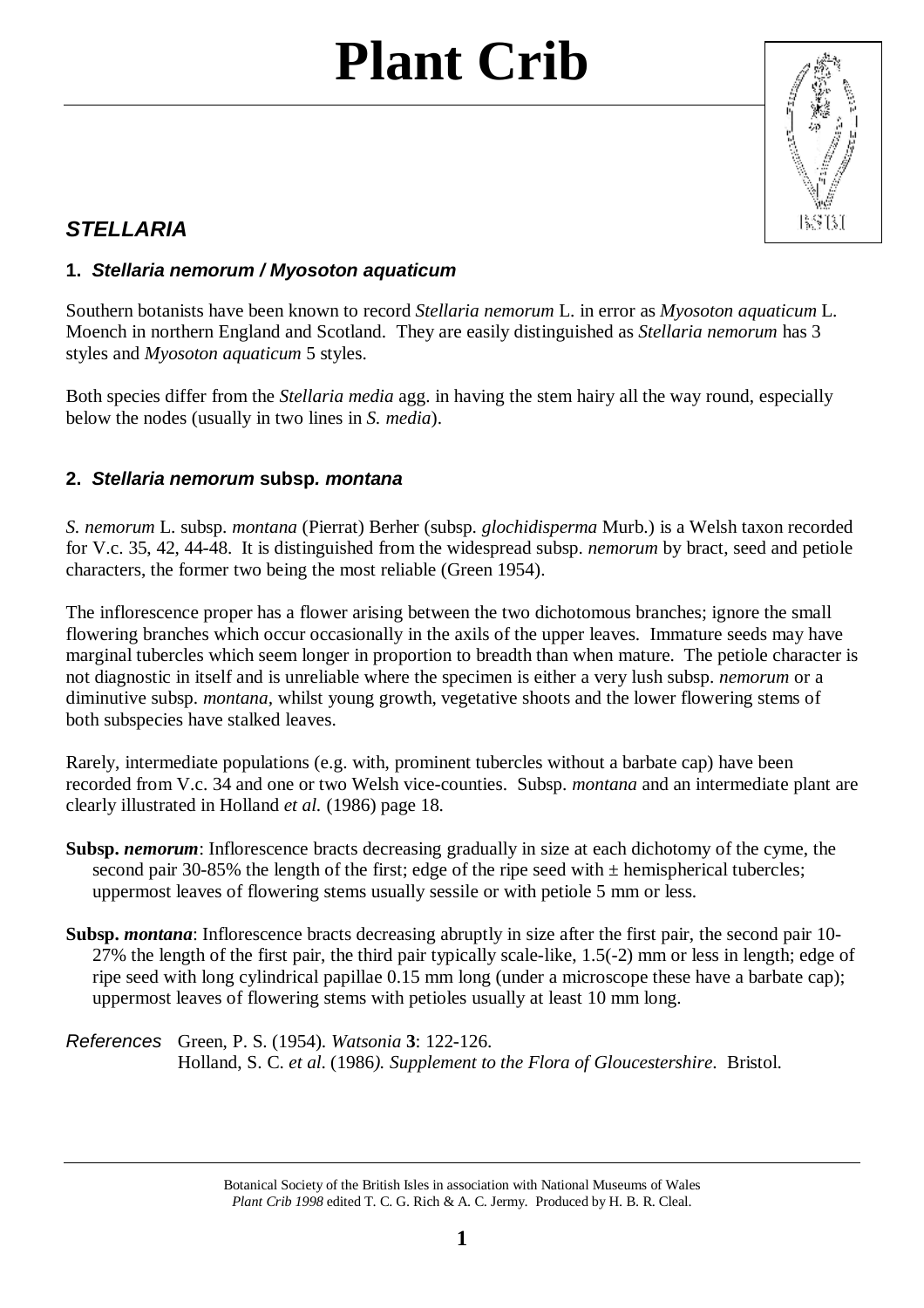# Plant Crib

## *STELLARIA*

### 1. *Stellaria nemorum / Myosoton aquaticum*

Southern botanists have been known to record *Stellaria nemorum* L. in error as *Myosoton aquaticum* L. Moench in northern England and Scotland. They are easily distinguished as *Stellaria nemorum* has 3 styles and *Myosoton aquaticum* 5 styles.

Both species differ from the *Stellaria media* agg. in having the stem hairy all the way round, especially below the nodes (usually in two lines in *S. media*).

### 2. *Stellaria nemorum* subsp. *montana*

*S. nemorum* L. subsp. *montana* (Pierrat) Berher (subsp. *glochidisperma* Murb.) is a Welsh taxon recorded for V.c. 35, 42, 44-48. It is distinguished from the widespread subsp. *nemorum* by bract, seed and petiole characters, the former two being the most reliable (Green 1954).

The inflorescence proper has a flower arising between the two dichotomous branches; ignore the small flowering branches which occur occasionally in the axils of the upper leaves. Immature seeds may have marginal tubercles which seem longer in proportion to breadth than when mature. The petiole character is not diagnostic in itself and is unreliable where the specimen is either a very lush subsp. *nemorum* or a diminutive subsp. *montana*, whilst young growth, vegetative shoots and the lower flowering stems of both subspecies have stalked leaves.

Rarely, intermediate populations (e.g. with, prominent tubercles without a barbate cap) have been recorded from V.c. 34 and one or two Welsh vice-counties. Subsp. *montana* and an intermediate plant are clearly illustrated in Holland *et al.* (1986) page 18.

**Subsp. *nemorum***: Inflorescence bracts decreasing gradually in size at each dichotomy of the cyme, the second pair 30-85% the length of the first; edge of the ripe seed with ± hemispherical tubercles; uppermost leaves of flowering stems usually sessile or with petiole 5 mm or less.

**Subsp. *montana***: Inflorescence bracts decreasing abruptly in size after the first pair, the second pair 10-27% the length of the first pair, the third pair typically scale-like, 1.5(-2) mm or less in length; edge of ripe seed with long cylindrical papillae 0.15 mm long (under a microscope these have a barbate cap); uppermost leaves of flowering stems with petioles usually at least 10 mm long.

*References* Green, P. S. (1954). *Watsonia* **3**: 122-126.
Holland, S. C. *et al.* (1986). *Supplement to the Flora of Gloucestershire*. Bristol.

Botanical Society of the British Isles in association with National Museums of Wales
*Plant Crib 1998* edited T. C. G. Rich & A. C. Jermy. Produced by H. B. R. Cleal.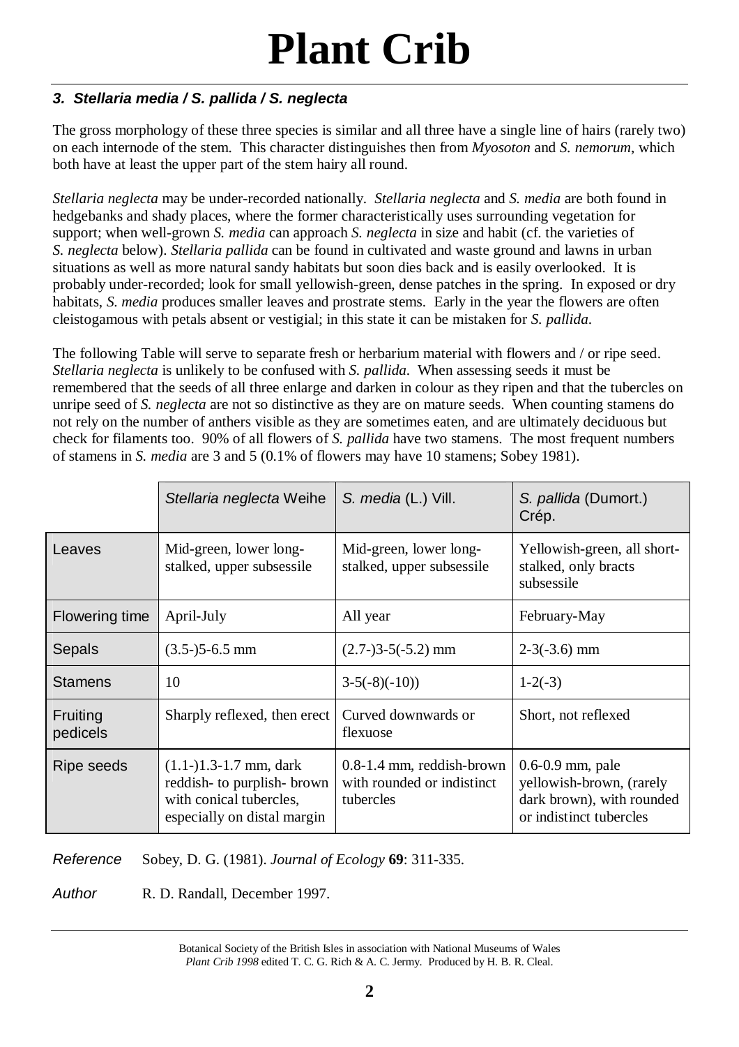# Plant Crib

### *3. Stellaria media / S. pallida / S. neglecta*

The gross morphology of these three species is similar and all three have a single line of hairs (rarely two) on each internode of the stem. This character distinguishes then from *Myosoton* and *S. nemorum*, which both have at least the upper part of the stem hairy all round.

*Stellaria neglecta* may be under-recorded nationally. *Stellaria neglecta* and *S. media* are both found in hedgebanks and shady places, where the former characteristically uses surrounding vegetation for support; when well-grown *S. media* can approach *S. neglecta* in size and habit (cf. the varieties of *S. neglecta* below). *Stellaria pallida* can be found in cultivated and waste ground and lawns in urban situations as well as more natural sandy habitats but soon dies back and is easily overlooked. It is probably under-recorded; look for small yellowish-green, dense patches in the spring. In exposed or dry habitats, *S. media* produces smaller leaves and prostrate stems. Early in the year the flowers are often cleistogamous with petals absent or vestigial; in this state it can be mistaken for *S. pallida*.

The following Table will serve to separate fresh or herbarium material with flowers and / or ripe seed. *Stellaria neglecta* is unlikely to be confused with *S. pallida*. When assessing seeds it must be remembered that the seeds of all three enlarge and darken in colour as they ripen and that the tubercles on unripe seed of *S. neglecta* are not so distinctive as they are on mature seeds. When counting stamens do not rely on the number of anthers visible as they are sometimes eaten, and are ultimately deciduous but check for filaments too. 90% of all flowers of *S. pallida* have two stamens. The most frequent numbers of stamens in *S. media* are 3 and 5 (0.1% of flowers may have 10 stamens; Sobey 1981).

| | *Stellaria neglecta* Weihe | *S. media* (L.) Vill. | *S. pallida* (Dumort.) Crép. |
|---|---|---|---|
| Leaves | Mid-green, lower long-stalked, upper subsessile | Mid-green, lower long-stalked, upper subsessile | Yellowish-green, all short-stalked, only bracts subsessile |
| Flowering time | April-July | All year | February-May |
| Sepals | (3.5-)5-6.5 mm | (2.7-)3-5(-5.2) mm | 2-3(-3.6) mm |
| Stamens | 10 | 3-5(-8)(-10)) | 1-2(-3) |
| Fruiting pedicels | Sharply reflexed, then erect | Curved downwards or flexuose | Short, not reflexed |
| Ripe seeds | (1.1-)1.3-1.7 mm, dark reddish- to purplish- brown with conical tubercles, especially on distal margin | 0.8-1.4 mm, reddish-brown with rounded or indistinct tubercles | 0.6-0.9 mm, pale yellowish-brown, (rarely dark brown), with rounded or indistinct tubercles |

*Reference* Sobey, D. G. (1981). *Journal of Ecology* **69**: 311-335.

*Author* R. D. Randall, December 1997.

Botanical Society of the British Isles in association with National Museums of Wales
*Plant Crib 1998* edited T. C. G. Rich & A. C. Jermy. Produced by H. B. R. Cleal.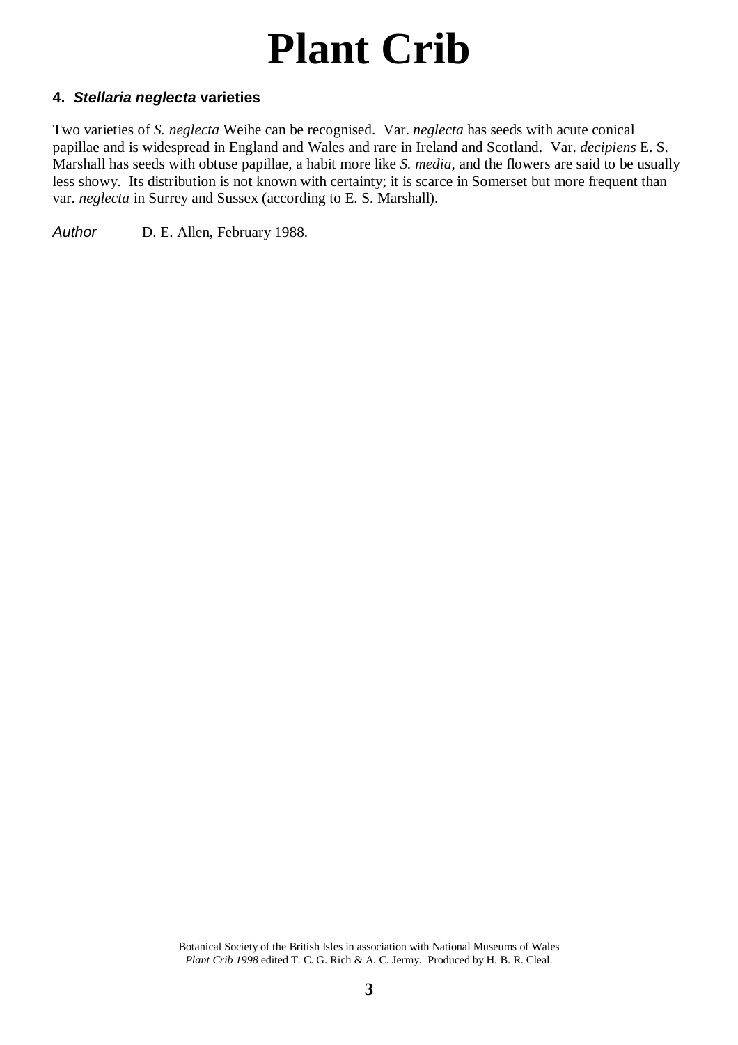## 4. ***Stellaria neglecta* varieties**

Two varieties of *S. neglecta* Weihe can be recognised. Var. *neglecta* has seeds with acute conical papillae and is widespread in England and Wales and rare in Ireland and Scotland. Var. *decipiens* E. S. Marshall has seeds with obtuse papillae, a habit more like *S. media*, and the flowers are said to be usually less showy. Its distribution is not known with certainty; it is scarce in Somerset but more frequent than var. *neglecta* in Surrey and Sussex (according to E. S. Marshall).

*Author* D. E. Allen, February 1988.